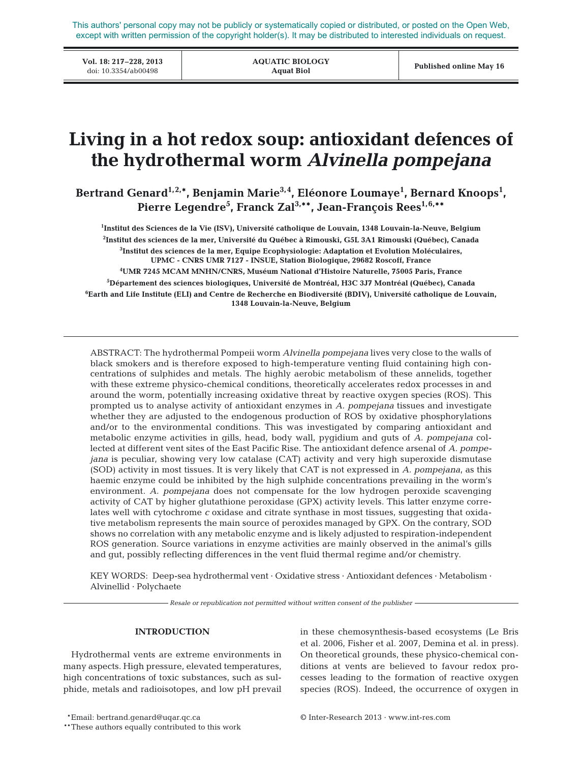This authors' personal copy may not be publicly or systematically copied or distributed, or posted on the Open Web, except with written permission of the copyright holder(s). It may be distributed to interested individuals on request.

# Living in a hot redox soup: antioxidant defences of the hydrothermal worm *Alvinella pompejana*

**Bertrand Genard[1,2,*], Benjamin Marie[3,4], Eléonore Loumaye[1], Bernard Knoops[1], Pierre Legendre[5], Franck Zal[3,**], Jean-François Rees[1,6,**]**

[1]Institut des Sciences de la Vie (ISV), Université catholique de Louvain, 1348 Louvain-la-Neuve, Belgium

[2]Institut des sciences de la mer, Université du Québec à Rimouski, G5L 3A1 Rimouski (Québec), Canada

[3]Institut des sciences de la mer, Equipe Ecophysiologie: Adaptation et Evolution Moléculaires, UPMC - CNRS UMR 7127 - INSUE, Station Biologique, 29682 Roscoff, France

[4]UMR 7245 MCAM MNHN/CNRS, Muséum National d'Histoire Naturelle, 75005 Paris, France

[5]Département des sciences biologiques, Université de Montréal, H3C 3J7 Montréal (Québec), Canada

[6]Earth and Life Institute (ELI) and Centre de Recherche en Biodiversité (BDIV), Université catholique de Louvain, 1348 Louvain-la-Neuve, Belgium

ABSTRACT: The hydrothermal Pompeii worm *Alvinella pompejana* lives very close to the walls of black smokers and is therefore exposed to high-temperature venting fluid containing high concentrations of sulphides and metals. The highly aerobic metabolism of these annelids, together with these extreme physico-chemical conditions, theoretically accelerates redox processes in and around the worm, potentially increasing oxidative threat by reactive oxygen species (ROS). This prompted us to analyse activity of antioxidant enzymes in *A. pompejana* tissues and investigate whether they are adjusted to the endogenous production of ROS by oxidative phosphorylations and/or to the environmental conditions. This was investigated by comparing antioxidant and metabolic enzyme activities in gills, head, body wall, pygidium and guts of *A. pompejana* collected at different vent sites of the East Pacific Rise. The antioxidant defence arsenal of *A. pompejana* is peculiar, showing very low catalase (CAT) activity and very high superoxide dismutase (SOD) activity in most tissues. It is very likely that CAT is not expressed in *A. pompejana*, as this haemic enzyme could be inhibited by the high sulphide concentrations prevailing in the worm's environment. *A. pompejana* does not compensate for the low hydrogen peroxide scavenging activity of CAT by higher glutathione peroxidase (GPX) activity levels. This latter enzyme correlates well with cytochrome *c* oxidase and citrate synthase in most tissues, suggesting that oxidative metabolism represents the main source of peroxides managed by GPX. On the contrary, SOD shows no correlation with any metabolic enzyme and is likely adjusted to respiration-independent ROS generation. Source variations in enzyme activities are mainly observed in the animal's gills and gut, possibly reflecting differences in the vent fluid thermal regime and/or chemistry.

KEY WORDS: Deep-sea hydrothermal vent · Oxidative stress · Antioxidant defences · Metabolism · Alvinellid · Polychaete

*Resale or republication not permitted without written consent of the publisher*

## INTRODUCTION

Hydrothermal vents are extreme environments in many aspects. High pressure, elevated temperatures, high concentrations of toxic substances, such as sulphide, metals and radioisotopes, and low pH prevail in these chemosynthesis-based ecosystems (Le Bris et al. 2006, Fisher et al. 2007, Demina et al. in press). On theoretical grounds, these physico-chemical conditions at vents are believed to favour redox processes leading to the formation of reactive oxygen species (ROS). Indeed, the occurrence of oxygen in

*Email: bertrand.genard@uqar.qc.ca

**These authors equally contributed to this work

© Inter-Research 2013 · www.int-res.com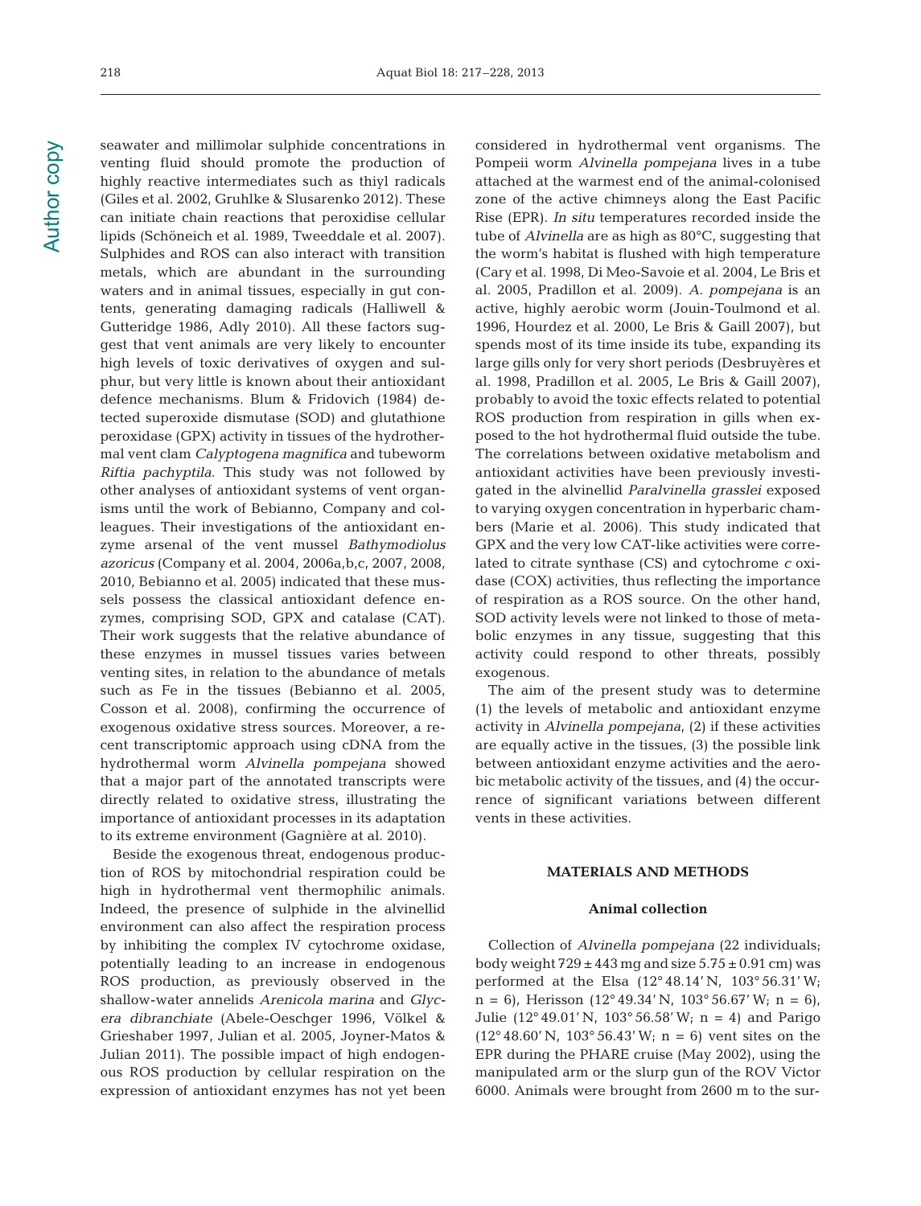seawater and millimolar sulphide concentrations in venting fluid should promote the production of highly reactive intermediates such as thiyl radicals (Giles et al. 2002, Gruhlke & Slusarenko 2012). These can initiate chain reactions that peroxidise cellular lipids (Schöneich et al. 1989, Tweeddale et al. 2007). Sulphides and ROS can also interact with transition metals, which are abundant in the surrounding waters and in animal tissues, especially in gut contents, generating damaging radicals (Halliwell & Gutteridge 1986, Adly 2010). All these factors suggest that vent animals are very likely to encounter high levels of toxic derivatives of oxygen and sulphur, but very little is known about their antioxidant defence mechanisms. Blum & Fridovich (1984) detected superoxide dismutase (SOD) and glutathione peroxidase (GPX) activity in tissues of the hydrothermal vent clam *Calyptogena magnifica* and tubeworm *Riftia pachyptila*. This study was not followed by other analyses of antioxidant systems of vent organisms until the work of Bebianno, Company and colleagues. Their investigations of the antioxidant enzyme arsenal of the vent mussel *Bathymodiolus azoricus* (Company et al. 2004, 2006a,b,c, 2007, 2008, 2010, Bebianno et al. 2005) indicated that these mussels possess the classical antioxidant defence enzymes, comprising SOD, GPX and catalase (CAT). Their work suggests that the relative abundance of these enzymes in mussel tissues varies between venting sites, in relation to the abundance of metals such as Fe in the tissues (Bebianno et al. 2005, Cosson et al. 2008), confirming the occurrence of exogenous oxidative stress sources. Moreover, a recent transcriptomic approach using cDNA from the hydrothermal worm *Alvinella pompejana* showed that a major part of the annotated transcripts were directly related to oxidative stress, illustrating the importance of antioxidant processes in its adaptation to its extreme environment (Gagnière at al. 2010).

Beside the exogenous threat, endogenous production of ROS by mitochondrial respiration could be high in hydrothermal vent thermophilic animals. Indeed, the presence of sulphide in the alvinellid environment can also affect the respiration process by inhibiting the complex IV cytochrome oxidase, potentially leading to an increase in endogenous ROS production, as previously observed in the shallow-water annelids *Arenicola marina* and *Glycera dibranchiate* (Abele-Oeschger 1996, Völkel & Grieshaber 1997, Julian et al. 2005, Joyner-Matos & Julian 2011). The possible impact of high endogenous ROS production by cellular respiration on the expression of antioxidant enzymes has not yet been considered in hydrothermal vent organisms. The Pompeii worm *Alvinella pompejana* lives in a tube attached at the warmest end of the animal-colonised zone of the active chimneys along the East Pacific Rise (EPR). *In situ* temperatures recorded inside the tube of *Alvinella* are as high as 80°C, suggesting that the worm's habitat is flushed with high temperature (Cary et al. 1998, Di Meo-Savoie et al. 2004, Le Bris et al. 2005, Pradillon et al. 2009). *A. pompejana* is an active, highly aerobic worm (Jouin-Toulmond et al. 1996, Hourdez et al. 2000, Le Bris & Gaill 2007), but spends most of its time inside its tube, expanding its large gills only for very short periods (Desbruyères et al. 1998, Pradillon et al. 2005, Le Bris & Gaill 2007), probably to avoid the toxic effects related to potential ROS production from respiration in gills when exposed to the hot hydrothermal fluid outside the tube. The correlations between oxidative metabolism and antioxidant activities have been previously investigated in the alvinellid *Paralvinella grasslei* exposed to varying oxygen concentration in hyperbaric chambers (Marie et al. 2006). This study indicated that GPX and the very low CAT-like activities were correlated to citrate synthase (CS) and cytochrome *c* oxidase (COX) activities, thus reflecting the importance of respiration as a ROS source. On the other hand, SOD activity levels were not linked to those of metabolic enzymes in any tissue, suggesting that this activity could respond to other threats, possibly exogenous.

The aim of the present study was to determine (1) the levels of metabolic and antioxidant enzyme activity in *Alvinella pompejana*, (2) if these activities are equally active in the tissues, (3) the possible link between antioxidant enzyme activities and the aerobic metabolic activity of the tissues, and (4) the occurrence of significant variations between different vents in these activities.

## MATERIALS AND METHODS

### Animal collection

Collection of *Alvinella pompejana* (22 individuals; body weight 729 ± 443 mg and size 5.75 ± 0.91 cm) was performed at the Elsa (12° 48.14′ N, 103° 56.31′ W; n = 6), Herisson (12° 49.34′ N, 103° 56.67′ W; n = 6), Julie (12° 49.01′ N, 103° 56.58′ W; n = 4) and Parigo (12° 48.60′ N, 103° 56.43′ W; n = 6) vent sites on the EPR during the PHARE cruise (May 2002), using the manipulated arm or the slurp gun of the ROV Victor 6000. Animals were brought from 2600 m to the sur-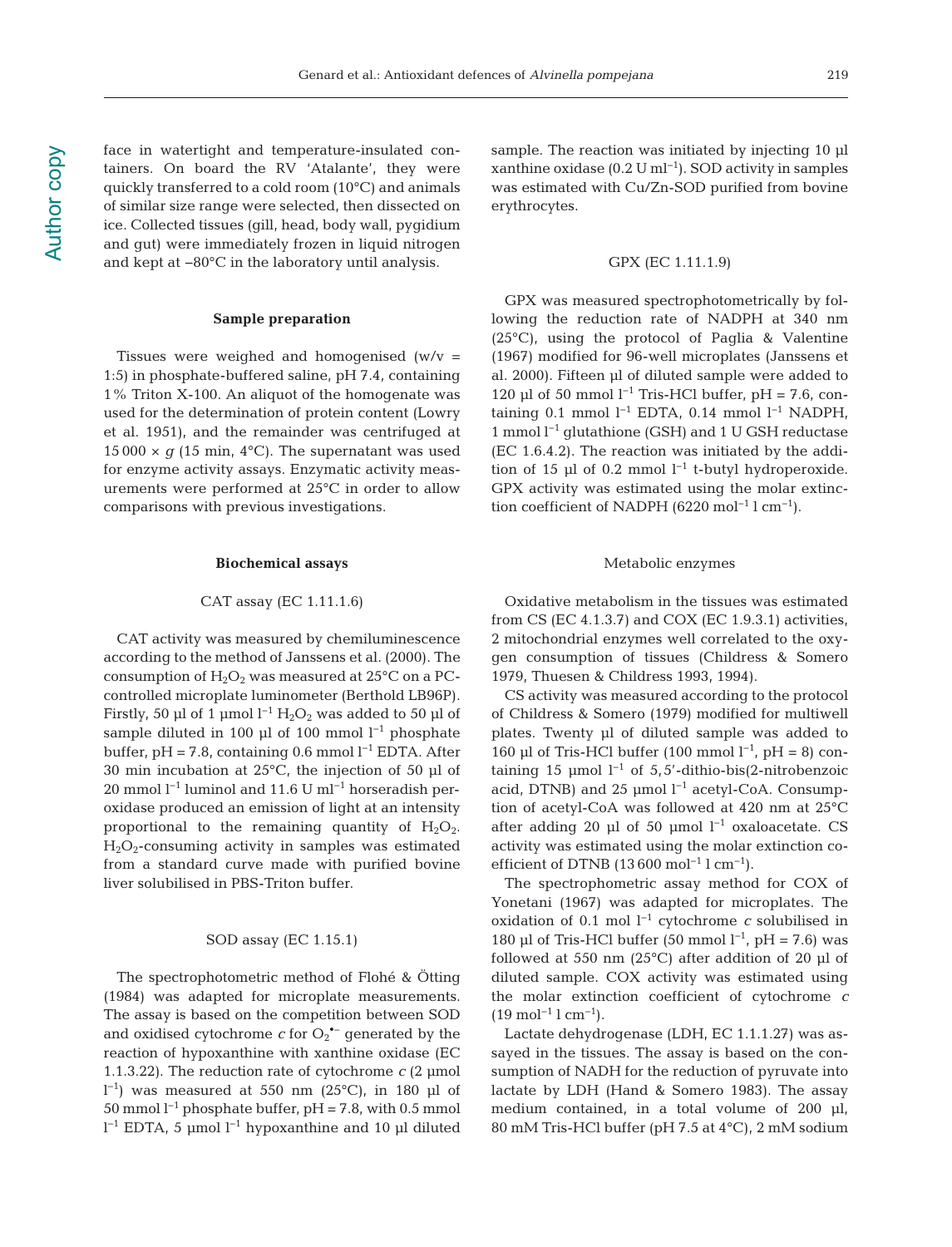face in watertight and temperature-insulated containers. On board the RV 'Atalante', they were quickly transferred to a cold room (10°C) and animals of similar size range were selected, then dissected on ice. Collected tissues (gill, head, body wall, pygidium and gut) were immediately frozen in liquid nitrogen and kept at −80°C in the laboratory until analysis.

### Sample preparation

Tissues were weighed and homogenised (w/v = 1:5) in phosphate-buffered saline, pH 7.4, containing 1% Triton X-100. An aliquot of the homogenate was used for the determination of protein content (Lowry et al. 1951), and the remainder was centrifuged at 15 000 × *g* (15 min, 4°C). The supernatant was used for enzyme activity assays. Enzymatic activity measurements were performed at 25°C in order to allow comparisons with previous investigations.

### Biochemical assays

#### CAT assay (EC 1.11.1.6)

CAT activity was measured by chemiluminescence according to the method of Janssens et al. (2000). The consumption of $H_2O_2$ was measured at 25°C on a PC-controlled microplate luminometer (Berthold LB96P). Firstly, 50 µl of 1 µmol $l^{-1}$ $H_2O_2$ was added to 50 µl of sample diluted in 100 µl of 100 mmol $l^{-1}$ phosphate buffer, pH = 7.8, containing 0.6 mmol $l^{-1}$ EDTA. After 30 min incubation at 25°C, the injection of 50 µl of 20 mmol $l^{-1}$ luminol and 11.6 U $ml^{-1}$ horseradish peroxidase produced an emission of light at an intensity proportional to the remaining quantity of $H_2O_2$. $H_2O_2$-consuming activity in samples was estimated from a standard curve made with purified bovine liver solubilised in PBS-Triton buffer.

#### SOD assay (EC 1.15.1)

The spectrophotometric method of Flohé & Ötting (1984) was adapted for microplate measurements. The assay is based on the competition between SOD and oxidised cytochrome *c* for $O_2^{\bullet -}$ generated by the reaction of hypoxanthine with xanthine oxidase (EC 1.1.3.22). The reduction rate of cytochrome *c* (2 µmol $l^{-1}$) was measured at 550 nm (25°C), in 180 µl of 50 mmol $l^{-1}$ phosphate buffer, pH = 7.8, with 0.5 mmol $l^{-1}$ EDTA, 5 µmol $l^{-1}$ hypoxanthine and 10 µl diluted sample. The reaction was initiated by injecting 10 µl xanthine oxidase (0.2 U $ml^{-1}$). SOD activity in samples was estimated with Cu/Zn-SOD purified from bovine erythrocytes.

#### GPX (EC 1.11.1.9)

GPX was measured spectrophotometrically by following the reduction rate of NADPH at 340 nm (25°C), using the protocol of Paglia & Valentine (1967) modified for 96-well microplates (Janssens et al. 2000). Fifteen µl of diluted sample were added to 120 µl of 50 mmol $l^{-1}$ Tris-HCl buffer, pH = 7.6, containing 0.1 mmol $l^{-1}$ EDTA, 0.14 mmol $l^{-1}$ NADPH, 1 mmol $l^{-1}$ glutathione (GSH) and 1 U GSH reductase (EC 1.6.4.2). The reaction was initiated by the addition of 15 µl of 0.2 mmol $l^{-1}$ t-butyl hydroperoxide. GPX activity was estimated using the molar extinction coefficient of NADPH (6220 $mol^{-1}$ l $cm^{-1}$).

#### Metabolic enzymes

Oxidative metabolism in the tissues was estimated from CS (EC 4.1.3.7) and COX (EC 1.9.3.1) activities, 2 mitochondrial enzymes well correlated to the oxygen consumption of tissues (Childress & Somero 1979, Thuesen & Childress 1993, 1994).

CS activity was measured according to the protocol of Childress & Somero (1979) modified for multiwell plates. Twenty µl of diluted sample was added to 160 µl of Tris-HCl buffer (100 mmol $l^{-1}$, pH = 8) containing 15 µmol $l^{-1}$ of 5,5'-dithio-bis(2-nitrobenzoic acid, DTNB) and 25 µmol $l^{-1}$ acetyl-CoA. Consumption of acetyl-CoA was followed at 420 nm at 25°C after adding 20 µl of 50 µmol $l^{-1}$ oxaloacetate. CS activity was estimated using the molar extinction coefficient of DTNB (13 600 $mol^{-1}$ l $cm^{-1}$).

The spectrophometric assay method for COX of Yonetani (1967) was adapted for microplates. The oxidation of 0.1 mol $l^{-1}$ cytochrome *c* solubilised in 180 µl of Tris-HCl buffer (50 mmol $l^{-1}$, pH = 7.6) was followed at 550 nm (25°C) after addition of 20 µl of diluted sample. COX activity was estimated using the molar extinction coefficient of cytochrome *c* (19 $mol^{-1}$ l $cm^{-1}$).

Lactate dehydrogenase (LDH, EC 1.1.1.27) was assayed in the tissues. The assay is based on the consumption of NADH for the reduction of pyruvate into lactate by LDH (Hand & Somero 1983). The assay medium contained, in a total volume of 200 µl, 80 mM Tris-HCl buffer (pH 7.5 at 4°C), 2 mM sodium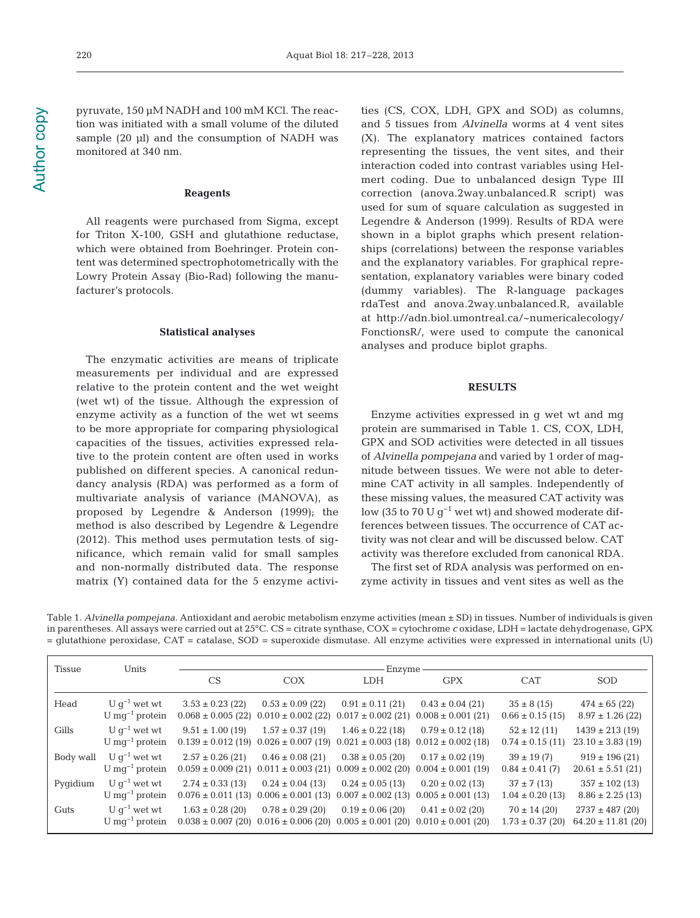pyruvate, 150 µM NADH and 100 mM KCl. The reaction was initiated with a small volume of the diluted sample (20 µl) and the consumption of NADH was monitored at 340 nm.

### Reagents

All reagents were purchased from Sigma, except for Triton X-100, GSH and glutathione reductase, which were obtained from Boehringer. Protein content was determined spectrophotometrically with the Lowry Protein Assay (Bio-Rad) following the manufacturer's protocols.

### Statistical analyses

The enzymatic activities are means of triplicate measurements per individual and are expressed relative to the protein content and the wet weight (wet wt) of the tissue. Although the expression of enzyme activity as a function of the wet wt seems to be more appropriate for comparing physiological capacities of the tissues, activities expressed relative to the protein content are often used in works published on different species. A canonical redundancy analysis (RDA) was performed as a form of multivariate analysis of variance (MANOVA), as proposed by Legendre & Anderson (1999); the method is also described by Legendre & Legendre (2012). This method uses permutation tests of significance, which remain valid for small samples and non-normally distributed data. The response matrix (Y) contained data for the 5 enzyme activities (CS, COX, LDH, GPX and SOD) as columns, and 5 tissues from *Alvinella* worms at 4 vent sites (X). The explanatory matrices contained factors representing the tissues, the vent sites, and their interaction coded into contrast variables using Helmert coding. Due to unbalanced design Type III correction (anova.2way.unbalanced.R script) was used for sum of square calculation as suggested in Legendre & Anderson (1999). Results of RDA were shown in a biplot graphs which present relationships (correlations) between the response variables and the explanatory variables. For graphical representation, explanatory variables were binary coded (dummy variables). The R-language packages rdaTest and anova.2way.unbalanced.R, available at http://adn.biol.umontreal.ca/~numericalecology/FonctionsR/, were used to compute the canonical analyses and produce biplot graphs.

## RESULTS

Enzyme activities expressed in g wet wt and mg protein are summarised in Table 1. CS, COX, LDH, GPX and SOD activities were detected in all tissues of *Alvinella pompejana* and varied by 1 order of magnitude between tissues. We were not able to determine CAT activity in all samples. Independently of these missing values, the measured CAT activity was low (35 to 70 U $g^{-1}$ wet wt) and showed moderate differences between tissues. The occurrence of CAT activity was not clear and will be discussed below. CAT activity was therefore excluded from canonical RDA.

The first set of RDA analysis was performed on enzyme activity in tissues and vent sites as well as the

Table 1. *Alvinella pompejana*. Antioxidant and aerobic metabolism enzyme activities (mean ± SD) in tissues. Number of individuals is given in parentheses. All assays were carried out at 25°C. CS = citrate synthase, COX = cytochrome *c* oxidase, LDH = lactate dehydrogenase, GPX = glutathione peroxidase, CAT = catalase, SOD = superoxide dismutase. All enzyme activities were expressed in international units (U)

| Tissue | Units | Enzyme | | | | | |
|---|---|---|---|---|---|---|---|
| | | CS | COX | LDH | GPX | CAT | SOD |
| Head | U $g^{-1}$ wet wt | 3.53 ± 0.23 (22) | 0.53 ± 0.09 (22) | 0.91 ± 0.11 (21) | 0.43 ± 0.04 (21) | 35 ± 8 (15) | 474 ± 65 (22) |
| | U $mg^{-1}$ protein | 0.068 ± 0.005 (22) | 0.010 ± 0.002 (22) | 0.017 ± 0.002 (21) | 0.008 ± 0.001 (21) | 0.66 ± 0.15 (15) | 8.97 ± 1.26 (22) |
| Gills | U $g^{-1}$ wet wt | 9.51 ± 1.00 (19) | 1.57 ± 0.37 (19) | 1.46 ± 0.22 (18) | 0.79 ± 0.12 (18) | 52 ± 12 (11) | 1439 ± 213 (19) |
| | U $mg^{-1}$ protein | 0.139 ± 0.012 (19) | 0.026 ± 0.007 (19) | 0.021 ± 0.003 (18) | 0.012 ± 0.002 (18) | 0.74 ± 0.15 (11) | 23.10 ± 3.83 (19) |
| Body wall | U $g^{-1}$ wet wt | 2.57 ± 0.26 (21) | 0.46 ± 0.08 (21) | 0.38 ± 0.05 (20) | 0.17 ± 0.02 (19) | 39 ± 19 (7) | 919 ± 196 (21) |
| | U $mg^{-1}$ protein | 0.059 ± 0.009 (21) | 0.011 ± 0.003 (21) | 0.009 ± 0.002 (20) | 0.004 ± 0.001 (19) | 0.84 ± 0.41 (7) | 20.61 ± 5.51 (21) |
| Pygidium | U $g^{-1}$ wet wt | 2.74 ± 0.33 (13) | 0.24 ± 0.04 (13) | 0.24 ± 0.05 (13) | 0.20 ± 0.02 (13) | 37 ± 7 (13) | 357 ± 102 (13) |
| | U $mg^{-1}$ protein | 0.076 ± 0.011 (13) | 0.006 ± 0.001 (13) | 0.007 ± 0.002 (13) | 0.005 ± 0.001 (13) | 1.04 ± 0.20 (13) | 8.86 ± 2.25 (13) |
| Guts | U $g^{-1}$ wet wt | 1.63 ± 0.28 (20) | 0.78 ± 0.29 (20) | 0.19 ± 0.06 (20) | 0.41 ± 0.02 (20) | 70 ± 14 (20) | 2737 ± 487 (20) |
| | U $mg^{-1}$ protein | 0.038 ± 0.007 (20) | 0.016 ± 0.006 (20) | 0.005 ± 0.001 (20) | 0.010 ± 0.001 (20) | 1.73 ± 0.37 (20) | 64.20 ± 11.81 (20) |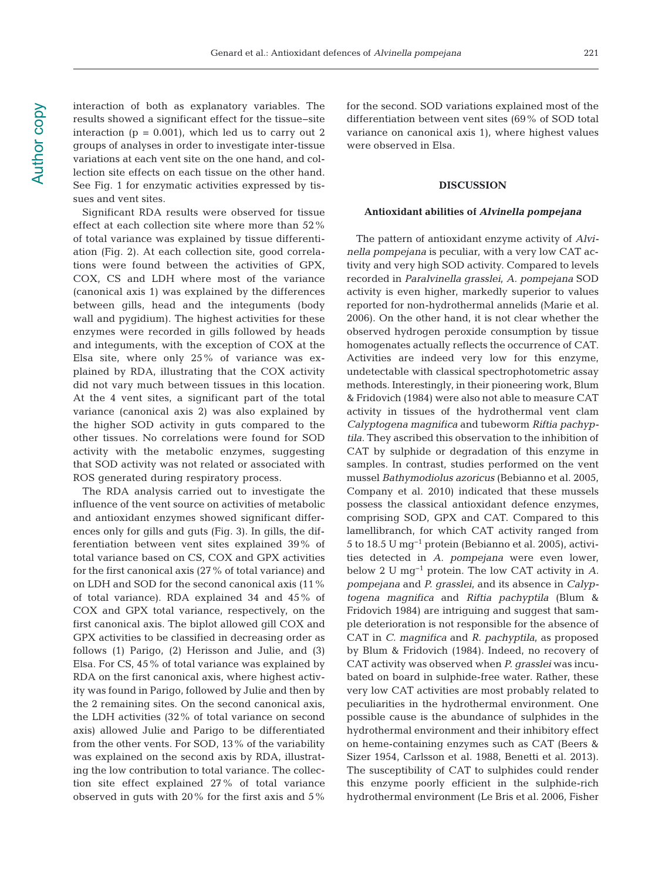interaction of both as explanatory variables. The results showed a significant effect for the tissue–site interaction ($p = 0.001$), which led us to carry out 2 groups of analyses in order to investigate inter-tissue variations at each vent site on the one hand, and collection site effects on each tissue on the other hand. See Fig. 1 for enzymatic activities expressed by tissues and vent sites.

Significant RDA results were observed for tissue effect at each collection site where more than 52% of total variance was explained by tissue differentiation (Fig. 2). At each collection site, good correlations were found between the activities of GPX, COX, CS and LDH where most of the variance (canonical axis 1) was explained by the differences between gills, head and the integuments (body wall and pygidium). The highest activities for these enzymes were recorded in gills followed by heads and integuments, with the exception of COX at the Elsa site, where only 25% of variance was explained by RDA, illustrating that the COX activity did not vary much between tissues in this location. At the 4 vent sites, a significant part of the total variance (canonical axis 2) was also explained by the higher SOD activity in guts compared to the other tissues. No correlations were found for SOD activity with the metabolic enzymes, suggesting that SOD activity was not related or associated with ROS generated during respiratory process.

The RDA analysis carried out to investigate the influence of the vent source on activities of metabolic and antioxidant enzymes showed significant differences only for gills and guts (Fig. 3). In gills, the differentiation between vent sites explained 39% of total variance based on CS, COX and GPX activities for the first canonical axis (27% of total variance) and on LDH and SOD for the second canonical axis (11% of total variance). RDA explained 34 and 45% of COX and GPX total variance, respectively, on the first canonical axis. The biplot allowed gill COX and GPX activities to be classified in decreasing order as follows (1) Parigo, (2) Herisson and Julie, and (3) Elsa. For CS, 45% of total variance was explained by RDA on the first canonical axis, where highest activity was found in Parigo, followed by Julie and then by the 2 remaining sites. On the second canonical axis, the LDH activities (32% of total variance on second axis) allowed Julie and Parigo to be differentiated from the other vents. For SOD, 13% of the variability was explained on the second axis by RDA, illustrating the low contribution to total variance. The collection site effect explained 27% of total variance observed in guts with 20% for the first axis and 5% for the second. SOD variations explained most of the differentiation between vent sites (69% of SOD total variance on canonical axis 1), where highest values were observed in Elsa.

## DISCUSSION

### Antioxidant abilities of *Alvinella pompejana*

The pattern of antioxidant enzyme activity of *Alvinella pompejana* is peculiar, with a very low CAT activity and very high SOD activity. Compared to levels recorded in *Paralvinella grasslei*, *A. pompejana* SOD activity is even higher, markedly superior to values reported for non-hydrothermal annelids (Marie et al. 2006). On the other hand, it is not clear whether the observed hydrogen peroxide consumption by tissue homogenates actually reflects the occurrence of CAT. Activities are indeed very low for this enzyme, undetectable with classical spectrophotometric assay methods. Interestingly, in their pioneering work, Blum & Fridovich (1984) were also not able to measure CAT activity in tissues of the hydrothermal vent clam *Calyptogena magnifica* and tubeworm *Riftia pachyptila*. They ascribed this observation to the inhibition of CAT by sulphide or degradation of this enzyme in samples. In contrast, studies performed on the vent mussel *Bathymodiolus azoricus* (Bebianno et al. 2005, Company et al. 2010) indicated that these mussels possess the classical antioxidant defence enzymes, comprising SOD, GPX and CAT. Compared to this lamellibranch, for which CAT activity ranged from 5 to 18.5 U $mg^{-1}$ protein (Bebianno et al. 2005), activities detected in *A. pompejana* were even lower, below 2 U $mg^{-1}$ protein. The low CAT activity in *A. pompejana* and *P. grasslei*, and its absence in *Calyptogena magnifica* and *Riftia pachyptila* (Blum & Fridovich 1984) are intriguing and suggest that sample deterioration is not responsible for the absence of CAT in *C. magnifica* and *R. pachyptila*, as proposed by Blum & Fridovich (1984). Indeed, no recovery of CAT activity was observed when *P. grasslei* was incubated on board in sulphide-free water. Rather, these very low CAT activities are most probably related to peculiarities in the hydrothermal environment. One possible cause is the abundance of sulphides in the hydrothermal environment and their inhibitory effect on heme-containing enzymes such as CAT (Beers & Sizer 1954, Carlsson et al. 1988, Benetti et al. 2013). The susceptibility of CAT to sulphides could render this enzyme poorly efficient in the sulphide-rich hydrothermal environment (Le Bris et al. 2006, Fisher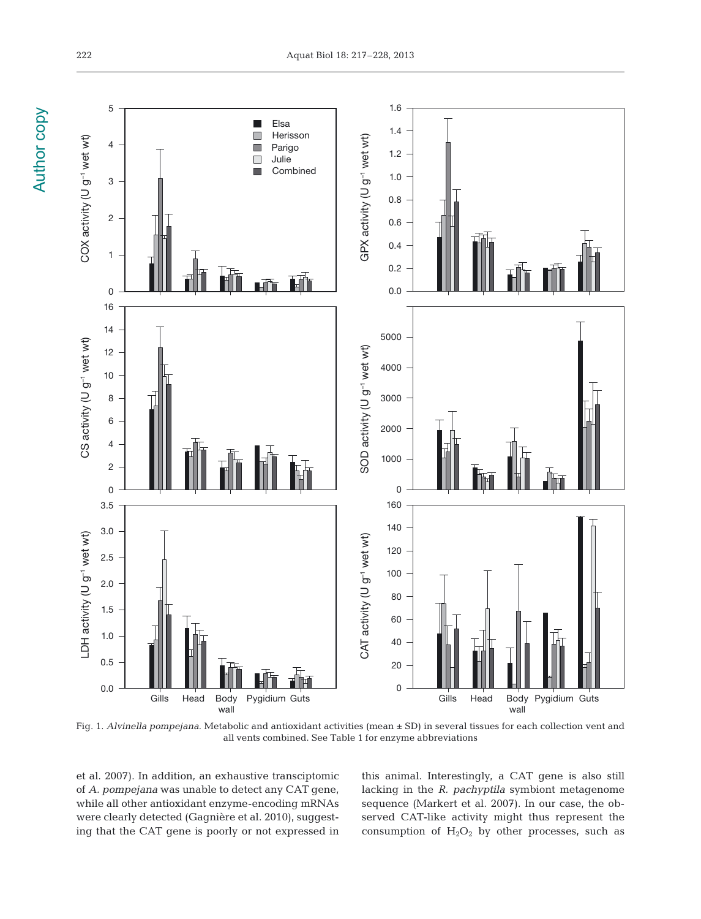COX activity (U g⁻¹ wet wt)

GPX activity (U g⁻¹ wet wt)

CS activity (U g⁻¹ wet wt)

SOD activity (U g⁻¹ wet wt)

LDH activity (U g⁻¹ wet wt)

CAT activity (U g⁻¹ wet wt)

Elsa
Herisson
Parigo
Julie
Combined

Gills Head Body wall Pygidium Guts

Gills Head Body wall Pygidium Guts

Fig. 1. *Alvinella pompejana*. Metabolic and antioxidant activities (mean ± SD) in several tissues for each collection vent and all vents combined. See Table 1 for enzyme abbreviations

et al. 2007). In addition, an exhaustive transciptomic of *A. pompejana* was unable to detect any CAT gene, while all other antioxidant enzyme-encoding mRNAs were clearly detected (Gagnière et al. 2010), suggesting that the CAT gene is poorly or not expressed in this animal. Interestingly, a CAT gene is also still lacking in the *R. pachyptila* symbiont metagenome sequence (Markert et al. 2007). In our case, the observed CAT-like activity might thus represent the consumption of $H_2O_2$ by other processes, such as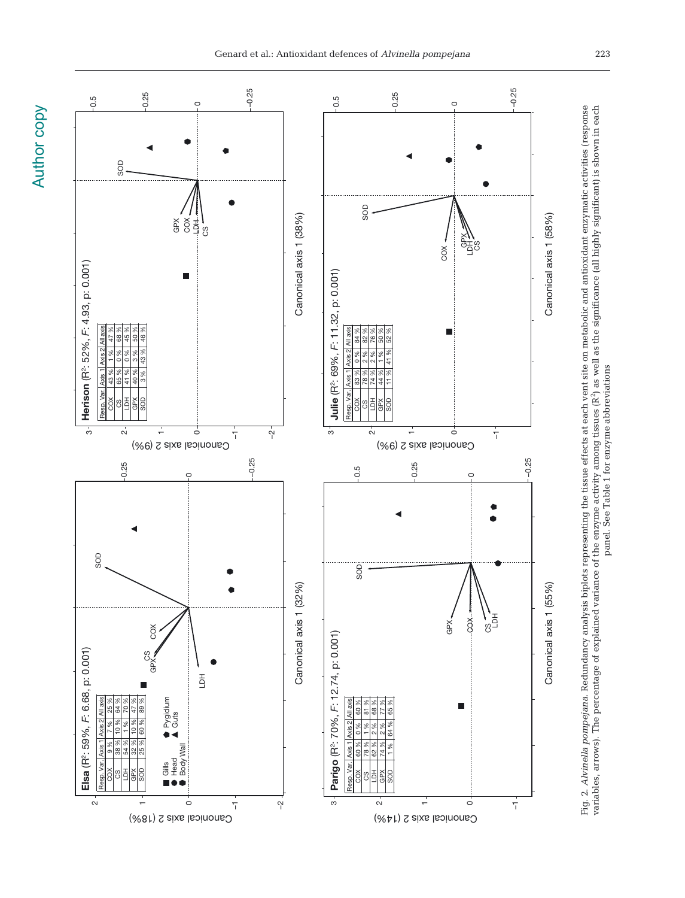**Elsa** ($R^2$: 59%, *F*: 6.68, p: 0.001)

| Resp. Var. | Axis 1 | Axis 2 | All axis |
|---|---|---|---|
| COX | 9 % | 7 % | 25 % |
| CS | 38 % | 10 % | 64 % |
| LDH | 54 % | 1 % | 70 % |
| GPX | 32 % | 10 % | 47 % |
| SOD | 25 % | 60 % | 89 % |

Gills
Head
Body Wall
Pygidium
Guts

SOD
COX
CS
GPX
LDH

Canonical axis 1 (32%)
Canonical axis 2 (18%)

**Herison** ($R^2$: 52%, *F*: 4.93, p: 0.001)

| Resp. Var. | Axis 1 | Axis 2 | All axis |
|---|---|---|---|
| COX | 43 % | 1 % | 47 % |
| CS | 65 % | 0 % | 68 % |
| LDH | 41 % | 0 % | 45 % |
| GPX | 40 % | 3 % | 50 % |
| SOD | 3 % | 43 % | 46 % |

SOD
GPX
COX
LDH
CS

Canonical axis 1 (38%)
Canonical axis 2 (9%)

**Parigo** ($R^2$: 70%, *F*: 12.74, p: 0.001)

| Resp. Var. | Axis 1 | Axis 2 | All axis |
|---|---|---|---|
| COX | 60 % | 0 % | 60 % |
| CS | 78 % | 1 % | 81 % |
| LDH | 62 % | 2 % | 68 % |
| GPX | 74 % | 2 % | 77 % |
| SOD | 1 % | 64 % | 65 % |

SOD
GPX
COX
CS
LDH

Canonical axis 1 (55%)
Canonical axis 2 (14%)

**Julie** ($R^2$: 69%, *F*: 11.32, p: 0.001)

| Resp. Var. | Axis 1 | Axis 2 | All axis |
|---|---|---|---|
| COX | 83 % | 0 % | 84 % |
| CS | 78 % | 2 % | 82 % |
| LDH | 74 % | 2 % | 76 % |
| GPX | 44 % | 1 % | 50 % |
| SOD | 11 % | 41 % | 52 % |

SOD
COX
GPX
LDH
CS

Canonical axis 1 (58%)
Canonical axis 2 (9%)

Fig. 2. *Alvinella pompejana*. Redundancy analysis biplots representing the tissue effects at each vent site on metabolic and antioxidant enzymatic activities (response variables, arrows). The percentage of explained variance of the enzyme activity among tissues ($R^2$) as well as the significance (all highly significant) is shown in each panel. See Table 1 for enzyme abbreviations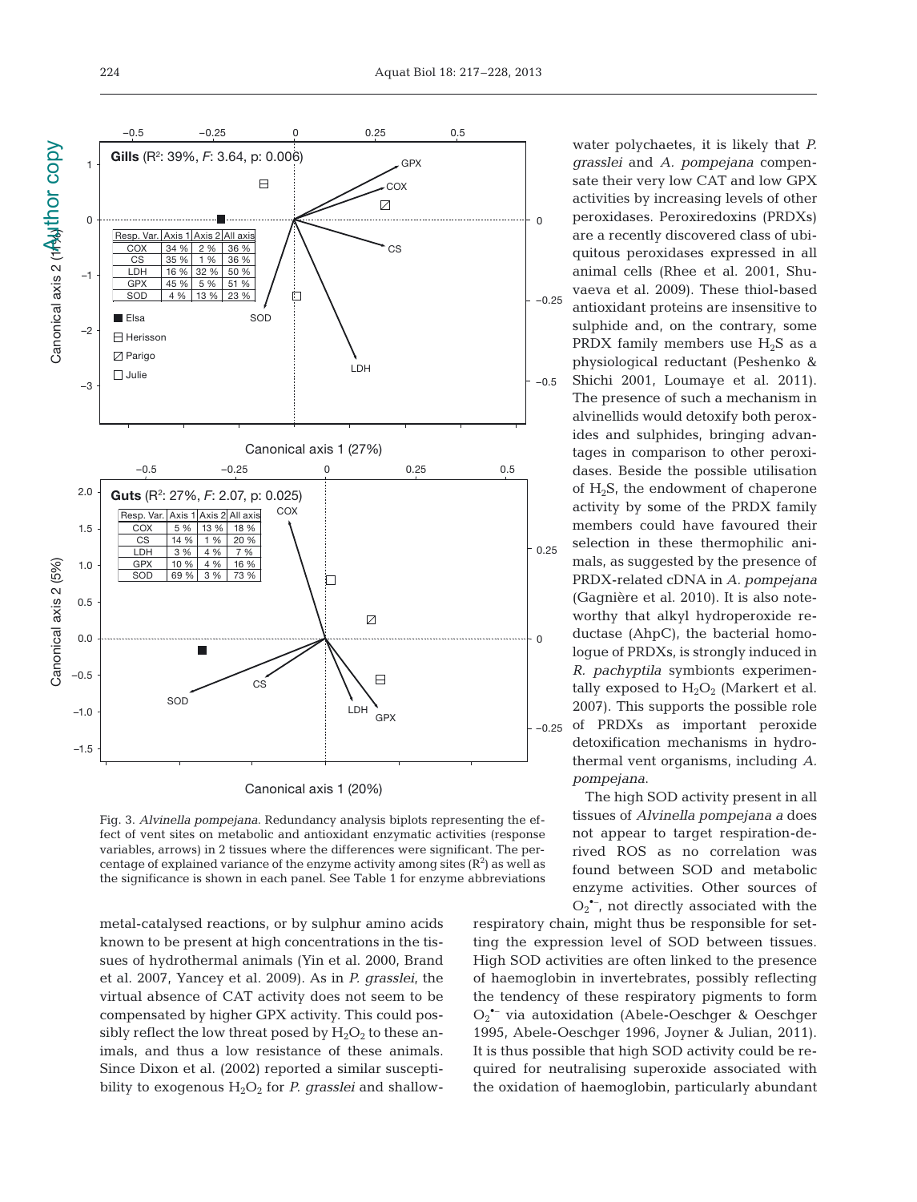**Gills** ($R^2$: 39%, $F$: 3.64, p: 0.006)

| Resp. Var. | Axis 1 | Axis 2 | All axis |
|---|---|---|---|
| COX | 34 % | 2 % | 36 % |
| CS | 35 % | 1 % | 36 % |
| LDH | 16 % | 32 % | 50 % |
| GPX | 45 % | 5 % | 51 % |
| SOD | 4 % | 13 % | 23 % |

Elsa
Herisson
Parigo
Julie

GPX, COX, CS, SOD, LDH

Canonical axis 1 (27%)
Canonical axis 2 (17%)

**Guts** ($R^2$: 27%, $F$: 2.07, p: 0.025)

| Resp. Var. | Axis 1 | Axis 2 | All axis |
|---|---|---|---|
| COX | 5 % | 13 % | 18 % |
| CS | 14 % | 1 % | 20 % |
| LDH | 3 % | 4 % | 7 % |
| GPX | 10 % | 4 % | 16 % |
| SOD | 69 % | 3 % | 73 % |

COX, SOD, CS, LDH, GPX

Canonical axis 1 (20%)
Canonical axis 2 (5%)

Fig. 3. *Alvinella pompejana*. Redundancy analysis biplots representing the effect of vent sites on metabolic and antioxidant enzymatic activities (response variables, arrows) in 2 tissues where the differences were significant. The percentage of explained variance of the enzyme activity among sites ($R^2$) as well as the significance is shown in each panel. See Table 1 for enzyme abbreviations

metal-catalysed reactions, or by sulphur amino acids known to be present at high concentrations in the tissues of hydrothermal animals (Yin et al. 2000, Brand et al. 2007, Yancey et al. 2009). As in *P. grasslei*, the virtual absence of CAT activity does not seem to be compensated by higher GPX activity. This could possibly reflect the low threat posed by $H_2O_2$ to these animals, and thus a low resistance of these animals. Since Dixon et al. (2002) reported a similar susceptibility to exogenous $H_2O_2$ for *P. grasslei* and shallow-water polychaetes, it is likely that *P. grasslei* and *A. pompejana* compensate their very low CAT and low GPX activities by increasing levels of other peroxidases. Peroxiredoxins (PRDXs) are a recently discovered class of ubiquitous peroxidases expressed in all animal cells (Rhee et al. 2001, Shuvaeva et al. 2009). These thiol-based antioxidant proteins are insensitive to sulphide and, on the contrary, some PRDX family members use $H_2S$ as a physiological reductant (Peshenko & Shichi 2001, Loumaye et al. 2011). The presence of such a mechanism in alvinellids would detoxify both peroxides and sulphides, bringing advantages in comparison to other peroxidases. Beside the possible utilisation of $H_2S$, the endowment of chaperone activity by some of the PRDX family members could have favoured their selection in these thermophilic animals, as suggested by the presence of PRDX-related cDNA in *A. pompejana* (Gagnière et al. 2010). It is also noteworthy that alkyl hydroperoxide reductase (AhpC), the bacterial homologue of PRDXs, is strongly induced in *R. pachyptila* symbionts experimentally exposed to $H_2O_2$ (Markert et al. 2007). This supports the possible role of PRDXs as important peroxide detoxification mechanisms in hydrothermal vent organisms, including *A. pompejana*.

The high SOD activity present in all tissues of *Alvinella pompejana a* does not appear to target respiration-derived ROS as no correlation was found between SOD and metabolic enzyme activities. Other sources of $O_2^{\bullet-}$, not directly associated with the respiratory chain, might thus be responsible for setting the expression level of SOD between tissues. High SOD activities are often linked to the presence of haemoglobin in invertebrates, possibly reflecting the tendency of these respiratory pigments to form $O_2^{\bullet-}$ via autoxidation (Abele-Oeschger & Oeschger 1995, Abele-Oeschger 1996, Joyner & Julian, 2011). It is thus possible that high SOD activity could be required for neutralising superoxide associated with the oxidation of haemoglobin, particularly abundant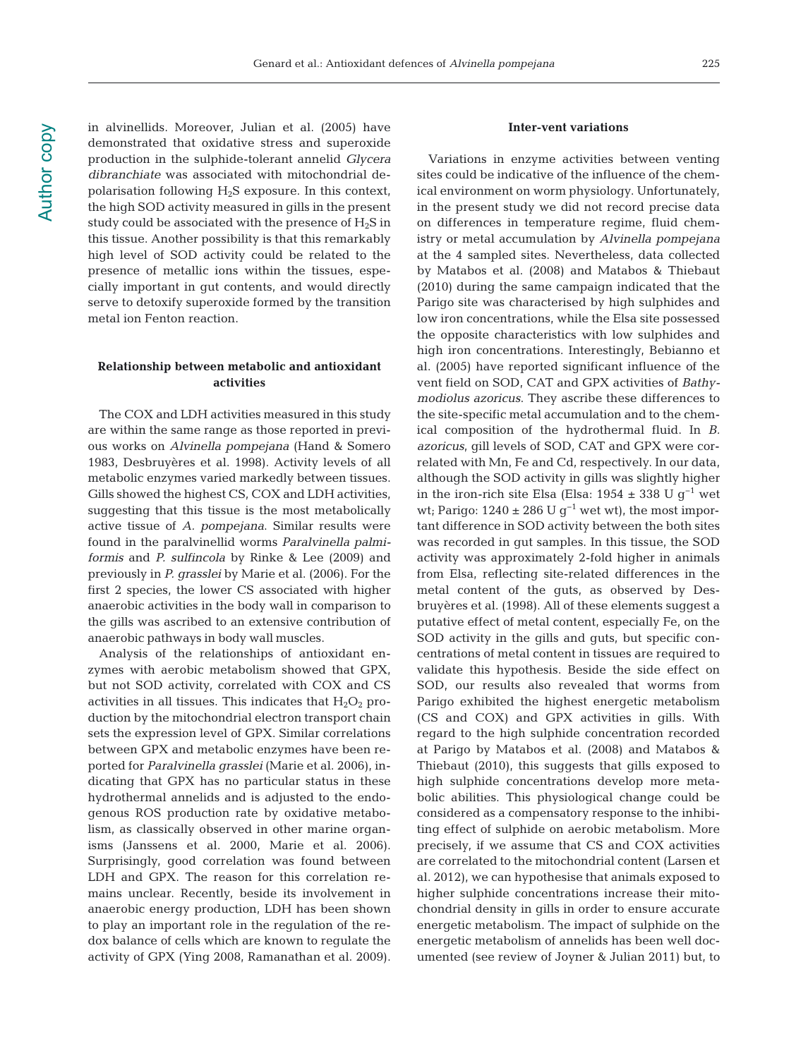in alvinellids. Moreover, Julian et al. (2005) have demonstrated that oxidative stress and superoxide production in the sulphide-tolerant annelid *Glycera dibranchiate* was associated with mitochondrial depolarisation following $H_2S$ exposure. In this context, the high SOD activity measured in gills in the present study could be associated with the presence of $H_2S$ in this tissue. Another possibility is that this remarkably high level of SOD activity could be related to the presence of metallic ions within the tissues, especially important in gut contents, and would directly serve to detoxify superoxide formed by the transition metal ion Fenton reaction.

### Relationship between metabolic and antioxidant activities

The COX and LDH activities measured in this study are within the same range as those reported in previous works on *Alvinella pompejana* (Hand & Somero 1983, Desbruyères et al. 1998). Activity levels of all metabolic enzymes varied markedly between tissues. Gills showed the highest CS, COX and LDH activities, suggesting that this tissue is the most metabolically active tissue of *A. pompejana*. Similar results were found in the paralvinellid worms *Paralvinella palmiformis* and *P. sulfincola* by Rinke & Lee (2009) and previously in *P. grasslei* by Marie et al. (2006). For the first 2 species, the lower CS associated with higher anaerobic activities in the body wall in comparison to the gills was ascribed to an extensive contribution of anaerobic pathways in body wall muscles.

Analysis of the relationships of antioxidant enzymes with aerobic metabolism showed that GPX, but not SOD activity, correlated with COX and CS activities in all tissues. This indicates that $H_2O_2$ production by the mitochondrial electron transport chain sets the expression level of GPX. Similar correlations between GPX and metabolic enzymes have been reported for *Paralvinella grasslei* (Marie et al. 2006), indicating that GPX has no particular status in these hydrothermal annelids and is adjusted to the endogenous ROS production rate by oxidative metabolism, as classically observed in other marine organisms (Janssens et al. 2000, Marie et al. 2006). Surprisingly, good correlation was found between LDH and GPX. The reason for this correlation remains unclear. Recently, beside its involvement in anaerobic energy production, LDH has been shown to play an important role in the regulation of the redox balance of cells which are known to regulate the activity of GPX (Ying 2008, Ramanathan et al. 2009).

### Inter-vent variations

Variations in enzyme activities between venting sites could be indicative of the influence of the chemical environment on worm physiology. Unfortunately, in the present study we did not record precise data on differences in temperature regime, fluid chemistry or metal accumulation by *Alvinella pompejana* at the 4 sampled sites. Nevertheless, data collected by Matabos et al. (2008) and Matabos & Thiebaut (2010) during the same campaign indicated that the Parigo site was characterised by high sulphides and low iron concentrations, while the Elsa site possessed the opposite characteristics with low sulphides and high iron concentrations. Interestingly, Bebianno et al. (2005) have reported significant influence of the vent field on SOD, CAT and GPX activities of *Bathymodiolus azoricus*. They ascribe these differences to the site-specific metal accumulation and to the chemical composition of the hydrothermal fluid. In *B. azoricus*, gill levels of SOD, CAT and GPX were correlated with Mn, Fe and Cd, respectively. In our data, although the SOD activity in gills was slightly higher in the iron-rich site Elsa (Elsa: $1954 \pm 338$ U $g^{-1}$ wet wt; Parigo: $1240 \pm 286$ U $g^{-1}$ wet wt), the most important difference in SOD activity between the both sites was recorded in gut samples. In this tissue, the SOD activity was approximately 2-fold higher in animals from Elsa, reflecting site-related differences in the metal content of the guts, as observed by Desbruyères et al. (1998). All of these elements suggest a putative effect of metal content, especially Fe, on the SOD activity in the gills and guts, but specific concentrations of metal content in tissues are required to validate this hypothesis. Beside the side effect on SOD, our results also revealed that worms from Parigo exhibited the highest energetic metabolism (CS and COX) and GPX activities in gills. With regard to the high sulphide concentration recorded at Parigo by Matabos et al. (2008) and Matabos & Thiebaut (2010), this suggests that gills exposed to high sulphide concentrations develop more metabolic abilities. This physiological change could be considered as a compensatory response to the inhibiting effect of sulphide on aerobic metabolism. More precisely, if we assume that CS and COX activities are correlated to the mitochondrial content (Larsen et al. 2012), we can hypothesise that animals exposed to higher sulphide concentrations increase their mitochondrial density in gills in order to ensure accurate energetic metabolism. The impact of sulphide on the energetic metabolism of annelids has been well documented (see review of Joyner & Julian 2011) but, to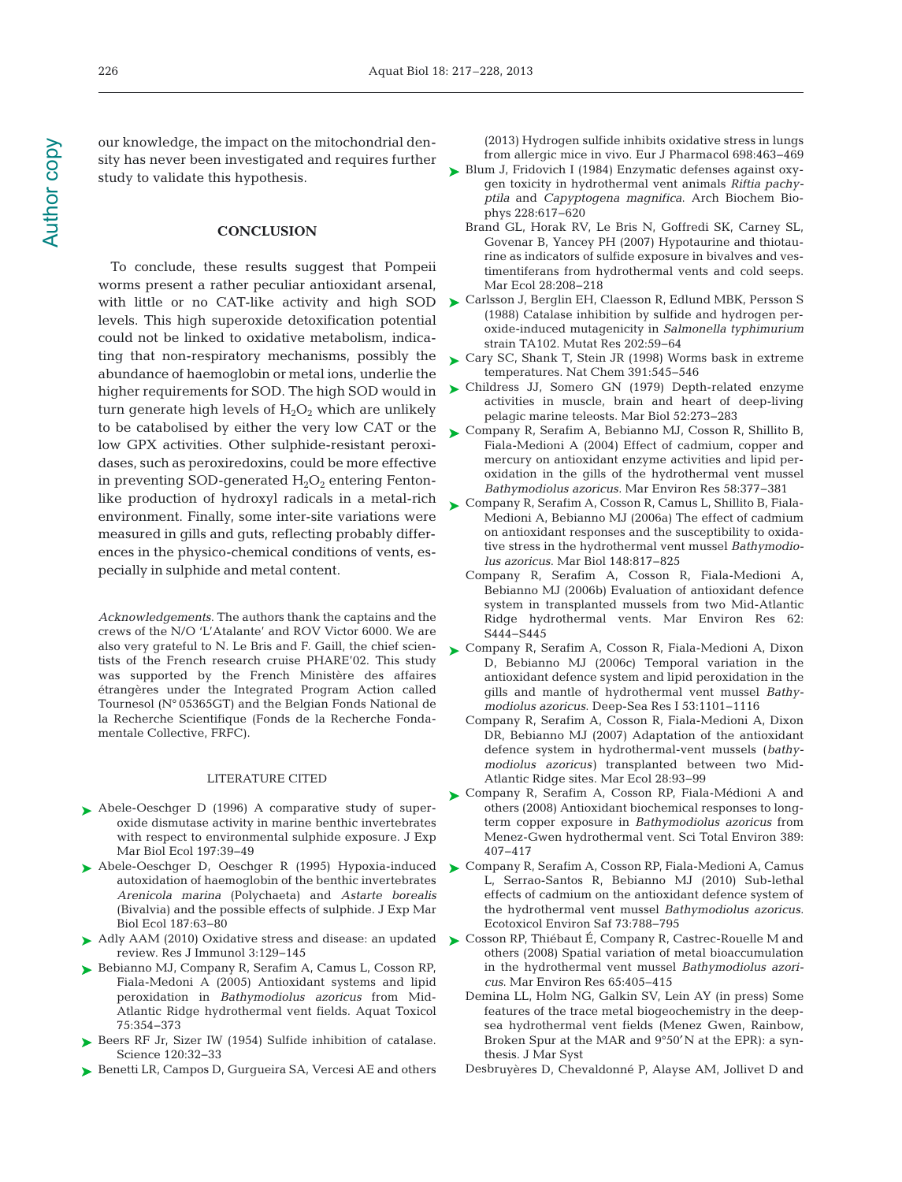our knowledge, the impact on the mitochondrial density has never been investigated and requires further study to validate this hypothesis.

## CONCLUSION

To conclude, these results suggest that Pompeii worms present a rather peculiar antioxidant arsenal, with little or no CAT-like activity and high SOD levels. This high superoxide detoxification potential could not be linked to oxidative metabolism, indicating that non-respiratory mechanisms, possibly the abundance of haemoglobin or metal ions, underlie the higher requirements for SOD. The high SOD would in turn generate high levels of $H_2O_2$ which are unlikely to be catabolised by either the very low CAT or the low GPX activities. Other sulphide-resistant peroxidases, such as peroxiredoxins, could be more effective in preventing SOD-generated $H_2O_2$ entering Fenton-like production of hydroxyl radicals in a metal-rich environment. Finally, some inter-site variations were measured in gills and guts, reflecting probably differences in the physico-chemical conditions of vents, especially in sulphide and metal content.

*Acknowledgements.* The authors thank the captains and the crews of the N/O 'L'Atalante' and ROV Victor 6000. We are also very grateful to N. Le Bris and F. Gaill, the chief scientists of the French research cruise PHARE'02. This study was supported by the French Ministère des affaires étrangères under the Integrated Program Action called Tournesol (N° 05365GT) and the Belgian Fonds National de la Recherche Scientifique (Fonds de la Recherche Fondamentale Collective, FRFC).

## LITERATURE CITED

- Abele-Oeschger D (1996) A comparative study of superoxide dismutase activity in marine benthic invertebrates with respect to environmental sulphide exposure. J Exp Mar Biol Ecol 197:39–49
- Abele-Oeschger D, Oeschger R (1995) Hypoxia-induced autoxidation of haemoglobin of the benthic invertebrates *Arenicola marina* (Polychaeta) and *Astarte borealis* (Bivalvia) and the possible effects of sulphide. J Exp Mar Biol Ecol 187:63–80
- Adly AAM (2010) Oxidative stress and disease: an updated review. Res J Immunol 3:129–145
- Bebianno MJ, Company R, Serafim A, Camus L, Cosson RP, Fiala-Medoni A (2005) Antioxidant systems and lipid peroxidation in *Bathymodiolus azoricus* from Mid-Atlantic Ridge hydrothermal vent fields. Aquat Toxicol 75:354–373
- Beers RF Jr, Sizer IW (1954) Sulfide inhibition of catalase. Science 120:32–33
- Benetti LR, Campos D, Gurgueira SA, Vercesi AE and others (2013) Hydrogen sulfide inhibits oxidative stress in lungs from allergic mice in vivo. Eur J Pharmacol 698:463–469
- Blum J, Fridovich I (1984) Enzymatic defenses against oxygen toxicity in hydrothermal vent animals *Riftia pachyptila* and *Capyptogena magnifica*. Arch Biochem Biophys 228:617–620
- Brand GL, Horak RV, Le Bris N, Goffredi SK, Carney SL, Govenar B, Yancey PH (2007) Hypotaurine and thiotaurine as indicators of sulfide exposure in bivalves and vestimentiferans from hydrothermal vents and cold seeps. Mar Ecol 28:208–218
- Carlsson J, Berglin EH, Claesson R, Edlund MBK, Persson S (1988) Catalase inhibition by sulfide and hydrogen peroxide-induced mutagenicity in *Salmonella typhimurium* strain TA102. Mutat Res 202:59–64
- Cary SC, Shank T, Stein JR (1998) Worms bask in extreme temperatures. Nat Chem 391:545–546
- Childress JJ, Somero GN (1979) Depth-related enzyme activities in muscle, brain and heart of deep-living pelagic marine teleosts. Mar Biol 52:273–283
- Company R, Serafim A, Bebianno MJ, Cosson R, Shillito B, Fiala-Medioni A (2004) Effect of cadmium, copper and mercury on antioxidant enzyme activities and lipid peroxidation in the gills of the hydrothermal vent mussel *Bathymodiolus azoricus*. Mar Environ Res 58:377–381
- Company R, Serafim A, Cosson R, Camus L, Shillito B, Fiala-Medioni A, Bebianno MJ (2006a) The effect of cadmium on antioxidant responses and the susceptibility to oxidative stress in the hydrothermal vent mussel *Bathymodiolus azoricus*. Mar Biol 148:817–825
- Company R, Serafim A, Cosson R, Fiala-Medioni A, Bebianno MJ (2006b) Evaluation of antioxidant defence system in transplanted mussels from two Mid-Atlantic Ridge hydrothermal vents. Mar Environ Res 62: S444–S445
- Company R, Serafim A, Cosson R, Fiala-Medioni A, Dixon D, Bebianno MJ (2006c) Temporal variation in the antioxidant defence system and lipid peroxidation in the gills and mantle of hydrothermal vent mussel *Bathymodiolus azoricus*. Deep-Sea Res I 53:1101–1116
- Company R, Serafim A, Cosson R, Fiala-Medioni A, Dixon DR, Bebianno MJ (2007) Adaptation of the antioxidant defence system in hydrothermal-vent mussels (*bathymodiolus azoricus*) transplanted between two Mid-Atlantic Ridge sites. Mar Ecol 28:93–99
- Company R, Serafim A, Cosson RP, Fiala-Médioni A and others (2008) Antioxidant biochemical responses to long-term copper exposure in *Bathymodiolus azoricus* from Menez-Gwen hydrothermal vent. Sci Total Environ 389: 407–417
- Company R, Serafim A, Cosson RP, Fiala-Medioni A, Camus L, Serrao-Santos R, Bebianno MJ (2010) Sub-lethal effects of cadmium on the antioxidant defence system of the hydrothermal vent mussel *Bathymodiolus azoricus*. Ecotoxicol Environ Saf 73:788–795
- Cosson RP, Thiébaut É, Company R, Castrec-Rouelle M and others (2008) Spatial variation of metal bioaccumulation in the hydrothermal vent mussel *Bathymodiolus azoricus*. Mar Environ Res 65:405–415
- Demina LL, Holm NG, Galkin SV, Lein AY (in press) Some features of the trace metal biogeochemistry in the deep-sea hydrothermal vent fields (Menez Gwen, Rainbow, Broken Spur at the MAR and 9°50'N at the EPR): a synthesis. J Mar Syst
- Desbruyères D, Chevaldonné P, Alayse AM, Jollivet D and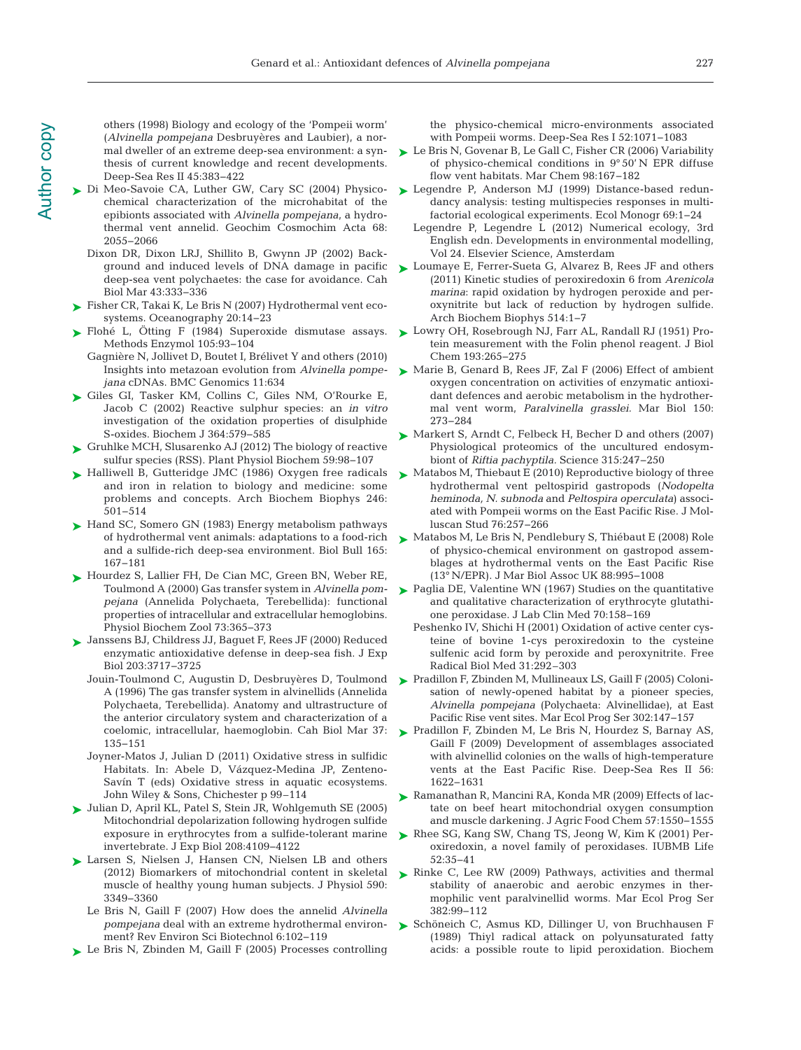others (1998) Biology and ecology of the 'Pompeii worm' (*Alvinella pompejana* Desbruyères and Laubier), a normal dweller of an extreme deep-sea environment: a synthesis of current knowledge and recent developments. Deep-Sea Res II 45:383–422

Di Meo-Savoie CA, Luther GW, Cary SC (2004) Physicochemical characterization of the microhabitat of the epibionts associated with *Alvinella pompejana*, a hydrothermal vent annelid. Geochim Cosmochim Acta 68: 2055–2066

Dixon DR, Dixon LRJ, Shillito B, Gwynn JP (2002) Background and induced levels of DNA damage in pacific deep-sea vent polychaetes: the case for avoidance. Cah Biol Mar 43:333–336

Fisher CR, Takai K, Le Bris N (2007) Hydrothermal vent ecosystems. Oceanography 20:14–23

Flohé L, Ötting F (1984) Superoxide dismutase assays. Methods Enzymol 105:93–104

Gagnière N, Jollivet D, Boutet I, Brélivet Y and others (2010) Insights into metazoan evolution from *Alvinella pompejana* cDNAs. BMC Genomics 11:634

Giles GI, Tasker KM, Collins C, Giles NM, O'Rourke E, Jacob C (2002) Reactive sulphur species: an *in vitro* investigation of the oxidation properties of disulphide S-oxides. Biochem J 364:579–585

Gruhlke MCH, Slusarenko AJ (2012) The biology of reactive sulfur species (RSS). Plant Physiol Biochem 59:98–107

Halliwell B, Gutteridge JMC (1986) Oxygen free radicals and iron in relation to biology and medicine: some problems and concepts. Arch Biochem Biophys 246: 501–514

Hand SC, Somero GN (1983) Energy metabolism pathways of hydrothermal vent animals: adaptations to a food-rich and a sulfide-rich deep-sea environment. Biol Bull 165: 167–181

Hourdez S, Lallier FH, De Cian MC, Green BN, Weber RE, Toulmond A (2000) Gas transfer system in *Alvinella pompejana* (Annelida Polychaeta, Terebellida): functional properties of intracellular and extracellular hemoglobins. Physiol Biochem Zool 73:365–373

Janssens BJ, Childress JJ, Baguet F, Rees JF (2000) Reduced enzymatic antioxidative defense in deep-sea fish. J Exp Biol 203:3717–3725

Jouin-Toulmond C, Augustin D, Desbruyères D, Toulmond A (1996) The gas transfer system in alvinellids (Annelida Polychaeta, Terebellida). Anatomy and ultrastructure of the anterior circulatory system and characterization of a coelomic, intracellular, haemoglobin. Cah Biol Mar 37: 135–151

Joyner-Matos J, Julian D (2011) Oxidative stress in sulfidic Habitats. In: Abele D, Vázquez-Medina JP, Zenteno-Savín T (eds) Oxidative stress in aquatic ecosystems. John Wiley & Sons, Chichester p 99–114

Julian D, April KL, Patel S, Stein JR, Wohlgemuth SE (2005) Mitochondrial depolarization following hydrogen sulfide exposure in erythrocytes from a sulfide-tolerant marine invertebrate. J Exp Biol 208:4109–4122

Larsen S, Nielsen J, Hansen CN, Nielsen LB and others (2012) Biomarkers of mitochondrial content in skeletal muscle of healthy young human subjects. J Physiol 590: 3349–3360

Le Bris N, Gaill F (2007) How does the annelid *Alvinella pompejana* deal with an extreme hydrothermal environment? Rev Environ Sci Biotechnol 6:102–119

Le Bris N, Zbinden M, Gaill F (2005) Processes controlling the physico-chemical micro-environments associated with Pompeii worms. Deep-Sea Res I 52:1071–1083

Le Bris N, Govenar B, Le Gall C, Fisher CR (2006) Variability of physico-chemical conditions in 9° 50' N EPR diffuse flow vent habitats. Mar Chem 98:167–182

Legendre P, Anderson MJ (1999) Distance-based redundancy analysis: testing multispecies responses in multifactorial ecological experiments. Ecol Monogr 69:1–24

Legendre P, Legendre L (2012) Numerical ecology, 3rd English edn. Developments in environmental modelling, Vol 24. Elsevier Science, Amsterdam

Loumaye E, Ferrer-Sueta G, Alvarez B, Rees JF and others (2011) Kinetic studies of peroxiredoxin 6 from *Arenicola marina*: rapid oxidation by hydrogen peroxide and peroxynitrite but lack of reduction by hydrogen sulfide. Arch Biochem Biophys 514:1–7

Lowry OH, Rosebrough NJ, Farr AL, Randall RJ (1951) Protein measurement with the Folin phenol reagent. J Biol Chem 193:265–275

Marie B, Genard B, Rees JF, Zal F (2006) Effect of ambient oxygen concentration on activities of enzymatic antioxidant defences and aerobic metabolism in the hydrothermal vent worm, *Paralvinella grasslei*. Mar Biol 150: 273–284

Markert S, Arndt C, Felbeck H, Becher D and others (2007) Physiological proteomics of the uncultured endosymbiont of *Riftia pachyptila*. Science 315:247–250

Matabos M, Thiebaut E (2010) Reproductive biology of three hydrothermal vent peltospirid gastropods (*Nodopelta heminoda, N. subnoda* and *Peltospira operculata*) associated with Pompeii worms on the East Pacific Rise. J Molluscan Stud 76:257–266

Matabos M, Le Bris N, Pendlebury S, Thiébaut E (2008) Role of physico-chemical environment on gastropod assemblages at hydrothermal vents on the East Pacific Rise (13° N/EPR). J Mar Biol Assoc UK 88:995–1008

Paglia DE, Valentine WN (1967) Studies on the quantitative and qualitative characterization of erythrocyte glutathione peroxidase. J Lab Clin Med 70:158–169

Peshenko IV, Shichi H (2001) Oxidation of active center cysteine of bovine 1-cys peroxiredoxin to the cysteine sulfenic acid form by peroxide and peroxynitrite. Free Radical Biol Med 31:292–303

Pradillon F, Zbinden M, Mullineaux LS, Gaill F (2005) Colonisation of newly-opened habitat by a pioneer species, *Alvinella pompejana* (Polychaeta: Alvinellidae), at East Pacific Rise vent sites. Mar Ecol Prog Ser 302:147–157

Pradillon F, Zbinden M, Le Bris N, Hourdez S, Barnay AS, Gaill F (2009) Development of assemblages associated with alvinellid colonies on the walls of high-temperature vents at the East Pacific Rise. Deep-Sea Res II 56: 1622–1631

Ramanathan R, Mancini RA, Konda MR (2009) Effects of lactate on beef heart mitochondrial oxygen consumption and muscle darkening. J Agric Food Chem 57:1550–1555

Rhee SG, Kang SW, Chang TS, Jeong W, Kim K (2001) Peroxiredoxin, a novel family of peroxidases. IUBMB Life 52:35–41

Rinke C, Lee RW (2009) Pathways, activities and thermal stability of anaerobic and aerobic enzymes in thermophilic vent paralvinellid worms. Mar Ecol Prog Ser 382:99–112

Schöneich C, Asmus KD, Dillinger U, von Bruchhausen F (1989) Thiyl radical attack on polyunsaturated fatty acids: a possible route to lipid peroxidation. Biochem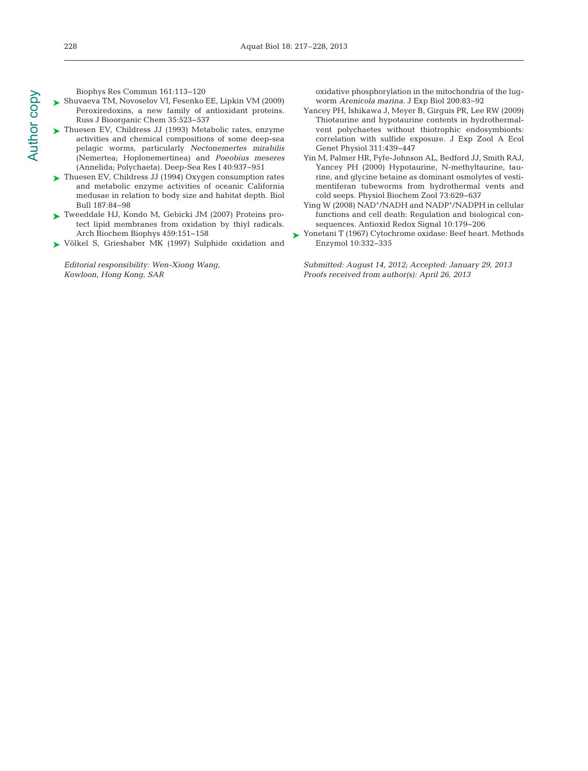Biophys Res Commun 161:113–120

Shuvaeva TM, Novoselov VI, Fesenko EE, Lipkin VM (2009) Peroxiredoxins, a new family of antioxidant proteins. Russ J Bioorganic Chem 35:523–537

Thuesen EV, Childress JJ (1993) Metabolic rates, enzyme activities and chemical compositions of some deep-sea pelagic worms, particularly *Nectonemertes mirabilis* (Nemertea; Hoplonemertinea) and *Poeobius meseres* (Annelida; Polychaeta). Deep-Sea Res I 40:937–951

Thuesen EV, Childress JJ (1994) Oxygen consumption rates and metabolic enzyme activities of oceanic California medusae in relation to body size and habitat depth. Biol Bull 187:84–98

Tweeddale HJ, Kondo M, Gebicki JM (2007) Proteins protect lipid membranes from oxidation by thiyl radicals. Arch Biochem Biophys 459:151–158

Völkel S, Grieshaber MK (1997) Sulphide oxidation and oxidative phosphorylation in the mitochondria of the lugworm *Arenicola marina*. J Exp Biol 200:83–92

Yancey PH, Ishikawa J, Meyer B, Girguis PR, Lee RW (2009) Thiotaurine and hypotaurine contents in hydrothermal-vent polychaetes without thiotrophic endosymbionts: correlation with sulfide exposure. J Exp Zool A Ecol Genet Physiol 311:439–447

Yin M, Palmer HR, Fyfe-Johnson AL, Bedford JJ, Smith RAJ, Yancey PH (2000) Hypotaurine, N-methyltaurine, taurine, and glycine betaine as dominant osmolytes of vestimentiferan tubeworms from hydrothermal vents and cold seeps. Physiol Biochem Zool 73:629–637

Ying W (2008) $NAD^+$/NADH and $NADP^+$/NADPH in cellular functions and cell death: Regulation and biological consequences. Antioxid Redox Signal 10:179–206

Yonetani T (1967) Cytochrome oxidase: Beef heart. Methods Enzymol 10:332–335

*Editorial responsibility: Wen-Xiong Wang, Kowloon, Hong Kong, SAR*

*Submitted: August 14, 2012; Accepted: January 29, 2013*
*Proofs received from author(s): April 26, 2013*